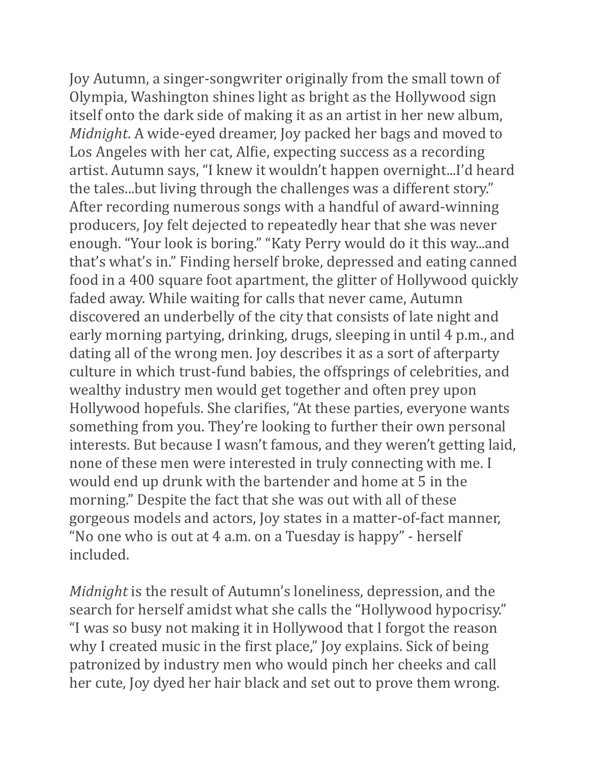Joy Autumn, a singer-songwriter originally from the small town of Olympia, Washington shines light as bright as the Hollywood sign itself onto the dark side of making it as an artist in her new album, *Midnight*. A wide-eyed dreamer, Joy packed her bags and moved to Los Angeles with her cat, Alfie, expecting success as a recording artist. Autumn says, "I knew it wouldn't happen overnight...I'd heard the tales...but living through the challenges was a different story." After recording numerous songs with a handful of award-winning producers, Joy felt dejected to repeatedly hear that she was never enough. "Your look is boring." "Katy Perry would do it this way...and that's what's in." Finding herself broke, depressed and eating canned food in a 400 square foot apartment, the glitter of Hollywood quickly faded away. While waiting for calls that never came, Autumn discovered an underbelly of the city that consists of late night and early morning partying, drinking, drugs, sleeping in until 4 p.m., and dating all of the wrong men. Joy describes it as a sort of afterparty culture in which trust-fund babies, the offsprings of celebrities, and wealthy industry men would get together and often prey upon Hollywood hopefuls. She clarifies, "At these parties, everyone wants something from you. They're looking to further their own personal interests. But because I wasn't famous, and they weren't getting laid, none of these men were interested in truly connecting with me. I would end up drunk with the bartender and home at 5 in the morning." Despite the fact that she was out with all of these gorgeous models and actors, Joy states in a matter-of-fact manner, "No one who is out at 4 a.m. on a Tuesday is happy" - herself included.

*Midnight* is the result of Autumn's loneliness, depression, and the search for herself amidst what she calls the "Hollywood hypocrisy." "I was so busy not making it in Hollywood that I forgot the reason why I created music in the first place," Joy explains. Sick of being patronized by industry men who would pinch her cheeks and call her cute, Joy dyed her hair black and set out to prove them wrong.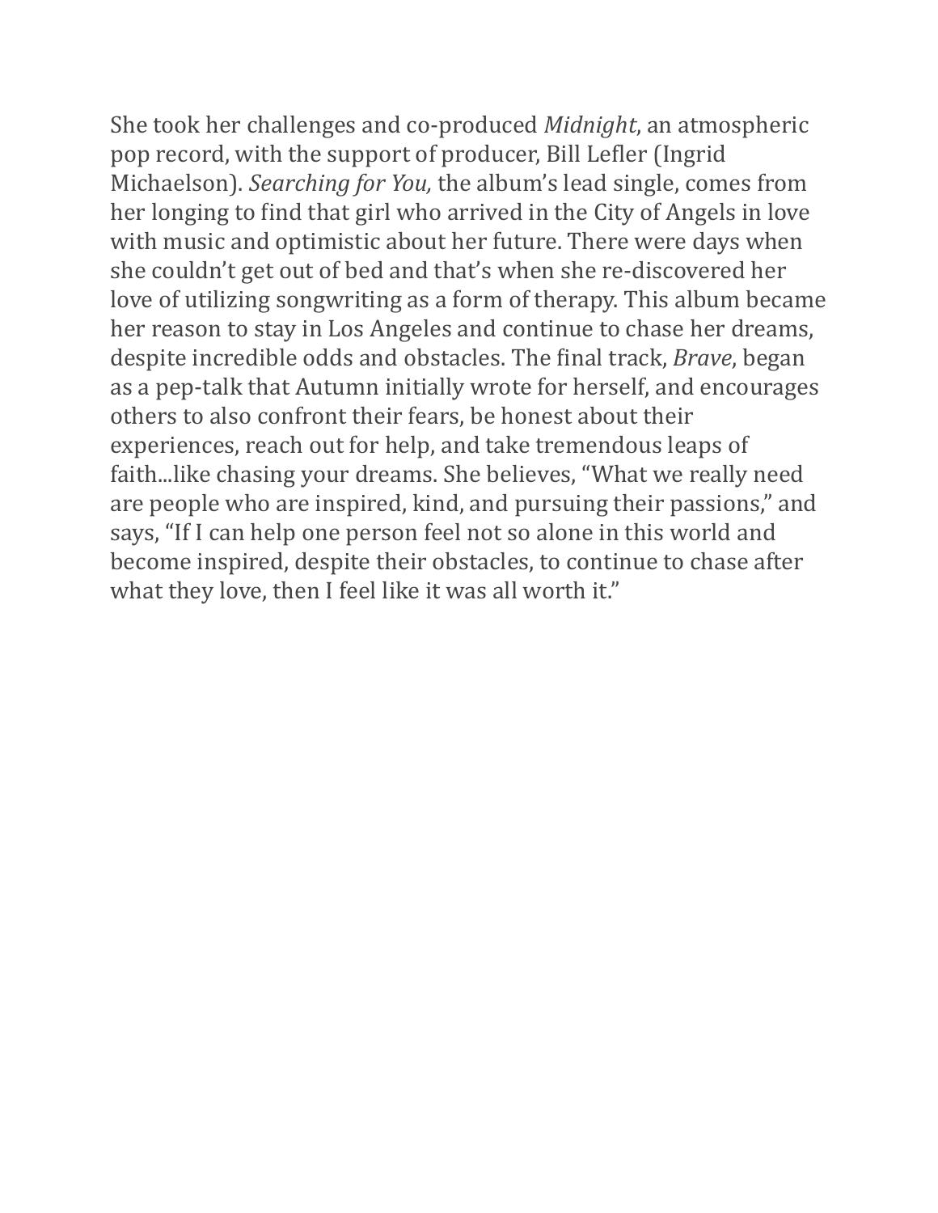She took her challenges and co-produced *Midnight*, an atmospheric pop record, with the support of producer, Bill Lefler (Ingrid Michaelson). *Searching for You,* the album's lead single, comes from her longing to find that girl who arrived in the City of Angels in love with music and optimistic about her future. There were days when she couldn't get out of bed and that's when she re-discovered her love of utilizing songwriting as a form of therapy. This album became her reason to stay in Los Angeles and continue to chase her dreams, despite incredible odds and obstacles. The final track, *Brave*, began as a pep-talk that Autumn initially wrote for herself, and encourages others to also confront their fears, be honest about their experiences, reach out for help, and take tremendous leaps of faith...like chasing your dreams. She believes, "What we really need are people who are inspired, kind, and pursuing their passions," and says, "If I can help one person feel not so alone in this world and become inspired, despite their obstacles, to continue to chase after what they love, then I feel like it was all worth it."